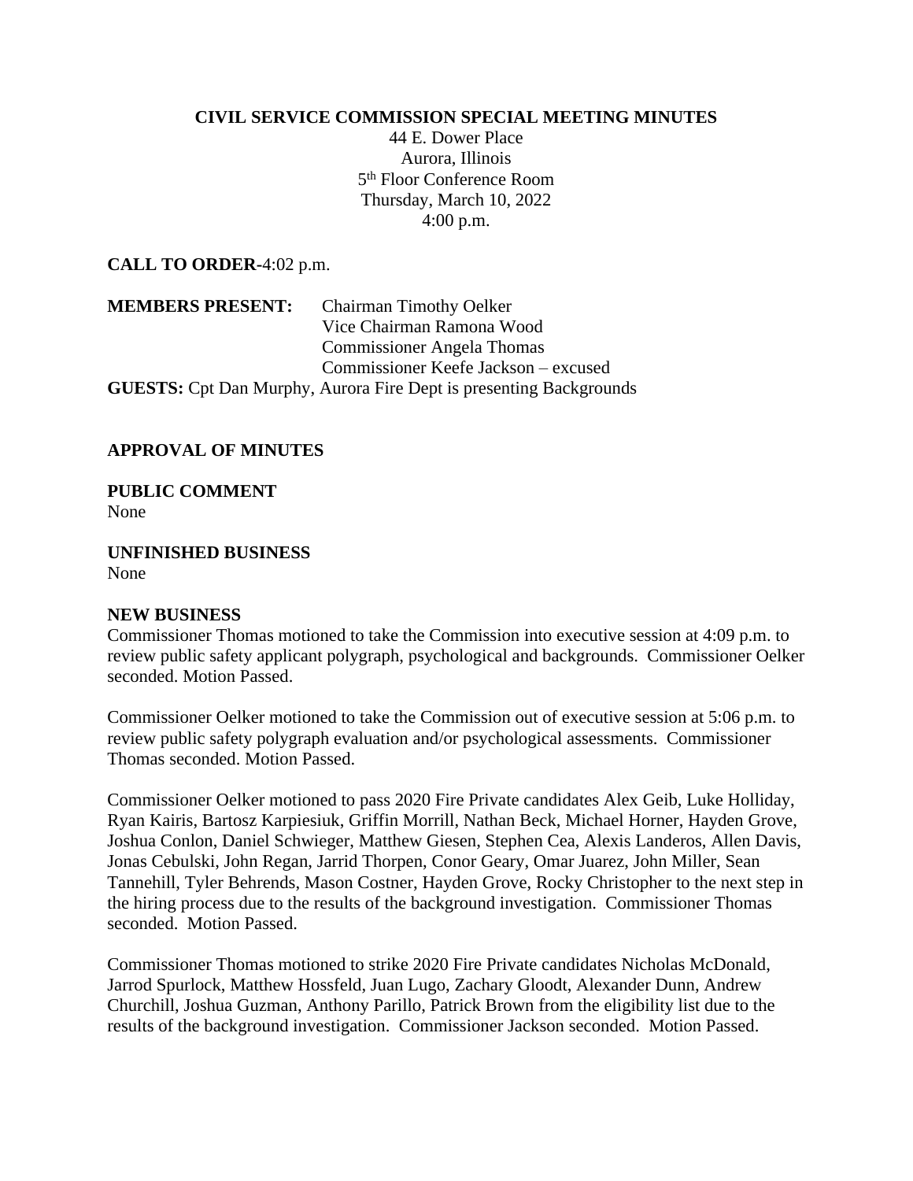**CIVIL SERVICE COMMISSION SPECIAL MEETING MINUTES**

44 E. Dower Place
Aurora, Illinois
5th Floor Conference Room
Thursday, March 10, 2022
4:00 p.m.

**CALL TO ORDER**-4:02 p.m.

**MEMBERS PRESENT:** Chairman Timothy Oelker
Vice Chairman Ramona Wood
Commissioner Angela Thomas
Commissioner Keefe Jackson – excused

**GUESTS:** Cpt Dan Murphy, Aurora Fire Dept is presenting Backgrounds

**APPROVAL OF MINUTES**

**PUBLIC COMMENT**
None

**UNFINISHED BUSINESS**
None

**NEW BUSINESS**

Commissioner Thomas motioned to take the Commission into executive session at 4:09 p.m. to review public safety applicant polygraph, psychological and backgrounds. Commissioner Oelker seconded. Motion Passed.

Commissioner Oelker motioned to take the Commission out of executive session at 5:06 p.m. to review public safety polygraph evaluation and/or psychological assessments. Commissioner Thomas seconded. Motion Passed.

Commissioner Oelker motioned to pass 2020 Fire Private candidates Alex Geib, Luke Holliday, Ryan Kairis, Bartosz Karpiesiuk, Griffin Morrill, Nathan Beck, Michael Horner, Hayden Grove, Joshua Conlon, Daniel Schwieger, Matthew Giesen, Stephen Cea, Alexis Landeros, Allen Davis, Jonas Cebulski, John Regan, Jarrid Thorpen, Conor Geary, Omar Juarez, John Miller, Sean Tannehill, Tyler Behrends, Mason Costner, Hayden Grove, Rocky Christopher to the next step in the hiring process due to the results of the background investigation. Commissioner Thomas seconded. Motion Passed.

Commissioner Thomas motioned to strike 2020 Fire Private candidates Nicholas McDonald, Jarrod Spurlock, Matthew Hossfeld, Juan Lugo, Zachary Gloodt, Alexander Dunn, Andrew Churchill, Joshua Guzman, Anthony Parillo, Patrick Brown from the eligibility list due to the results of the background investigation. Commissioner Jackson seconded. Motion Passed.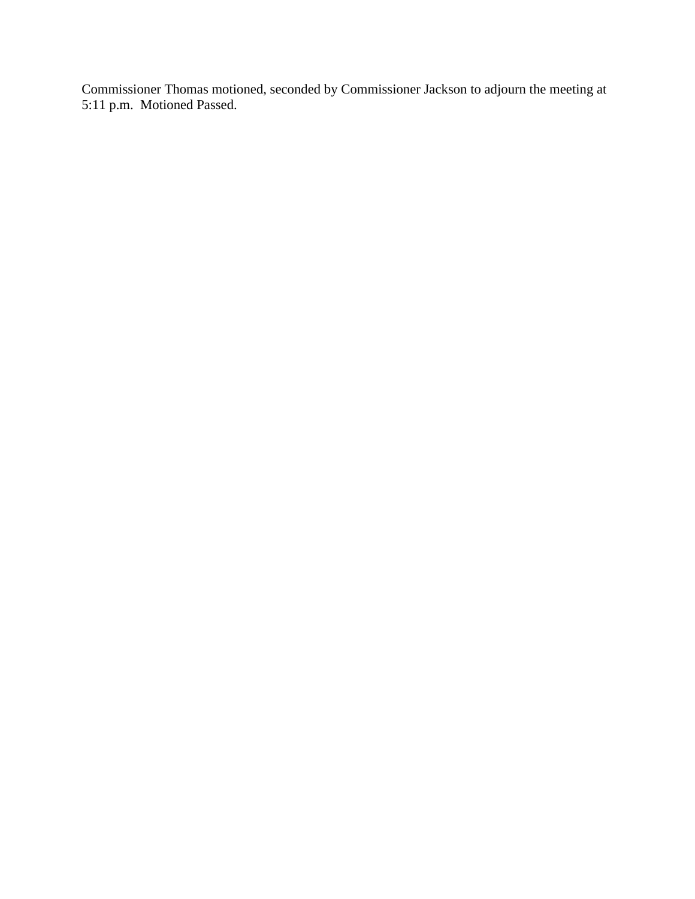Commissioner Thomas motioned, seconded by Commissioner Jackson to adjourn the meeting at 5:11 p.m. Motioned Passed.